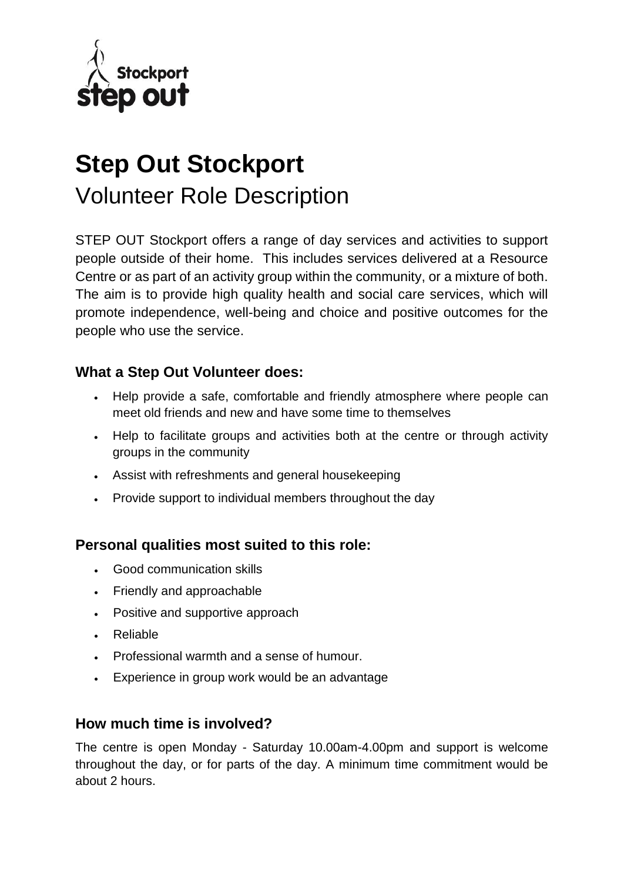# Step Out Stockport

## Volunteer Role Description

STEP OUT Stockport offers a range of day services and activities to support people outside of their home. This includes services delivered at a Resource Centre or as part of an activity group within the community, or a mixture of both. The aim is to provide high quality health and social care services, which will promote independence, well-being and choice and positive outcomes for the people who use the service.

### What a Step Out Volunteer does:

- Help provide a safe, comfortable and friendly atmosphere where people can meet old friends and new and have some time to themselves
- Help to facilitate groups and activities both at the centre or through activity groups in the community
- Assist with refreshments and general housekeeping
- Provide support to individual members throughout the day

### Personal qualities most suited to this role:

- Good communication skills
- Friendly and approachable
- Positive and supportive approach
- Reliable
- Professional warmth and a sense of humour.
- Experience in group work would be an advantage

### How much time is involved?

The centre is open Monday - Saturday 10.00am-4.00pm and support is welcome throughout the day, or for parts of the day. A minimum time commitment would be about 2 hours.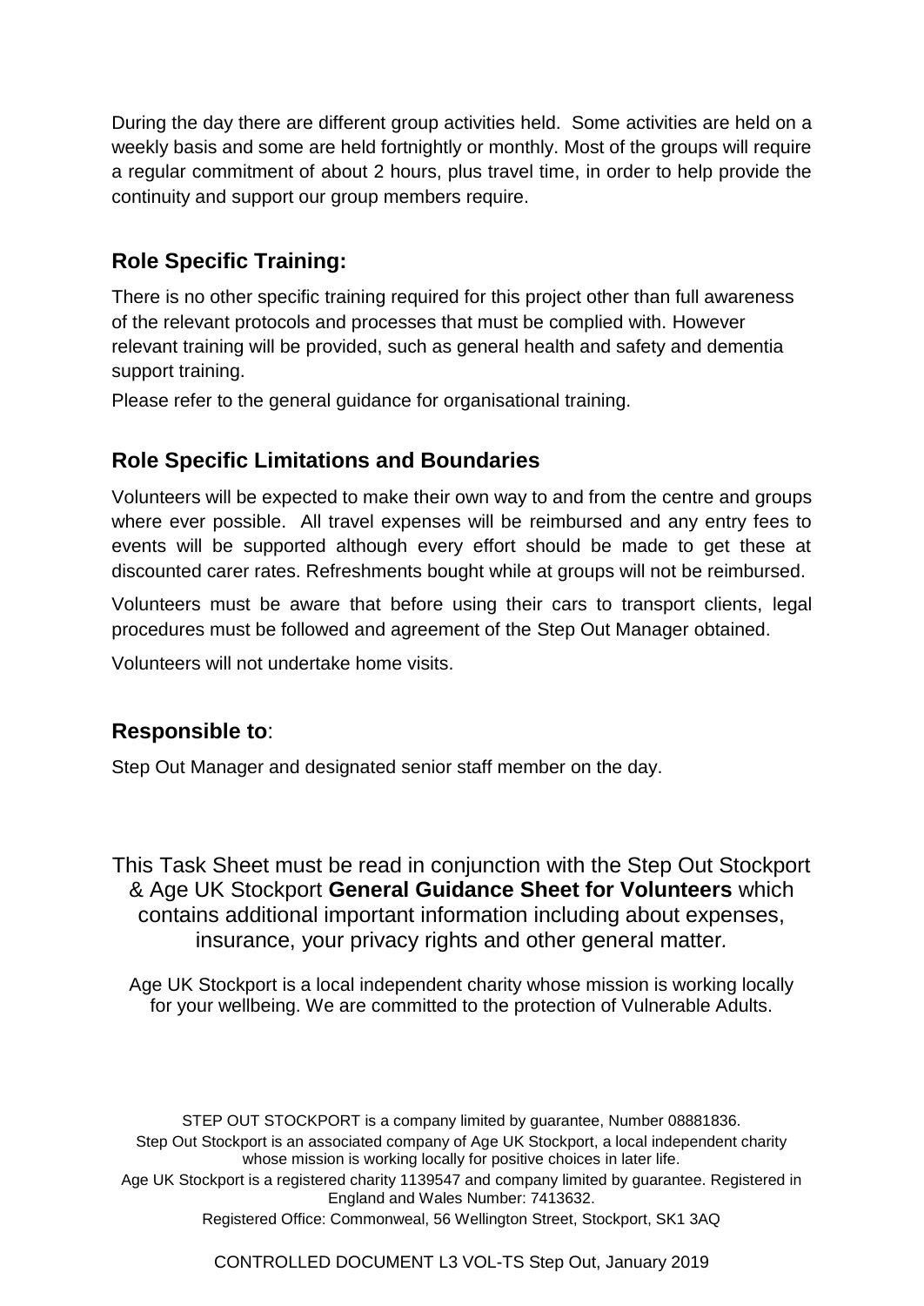During the day there are different group activities held. Some activities are held on a weekly basis and some are held fortnightly or monthly. Most of the groups will require a regular commitment of about 2 hours, plus travel time, in order to help provide the continuity and support our group members require.

## Role Specific Training:

There is no other specific training required for this project other than full awareness of the relevant protocols and processes that must be complied with. However relevant training will be provided, such as general health and safety and dementia support training.

Please refer to the general guidance for organisational training.

## Role Specific Limitations and Boundaries

Volunteers will be expected to make their own way to and from the centre and groups where ever possible. All travel expenses will be reimbursed and any entry fees to events will be supported although every effort should be made to get these at discounted carer rates. Refreshments bought while at groups will not be reimbursed.

Volunteers must be aware that before using their cars to transport clients, legal procedures must be followed and agreement of the Step Out Manager obtained.

Volunteers will not undertake home visits.

## Responsible to:

Step Out Manager and designated senior staff member on the day.

This Task Sheet must be read in conjunction with the Step Out Stockport & Age UK Stockport **General Guidance Sheet for Volunteers** which contains additional important information including about expenses, insurance, your privacy rights and other general matter.

Age UK Stockport is a local independent charity whose mission is working locally for your wellbeing. We are committed to the protection of Vulnerable Adults.

STEP OUT STOCKPORT is a company limited by guarantee, Number 08881836.
Step Out Stockport is an associated company of Age UK Stockport, a local independent charity whose mission is working locally for positive choices in later life.
Age UK Stockport is a registered charity 1139547 and company limited by guarantee. Registered in England and Wales Number: 7413632.
Registered Office: Commonweal, 56 Wellington Street, Stockport, SK1 3AQ

CONTROLLED DOCUMENT L3 VOL-TS Step Out, January 2019